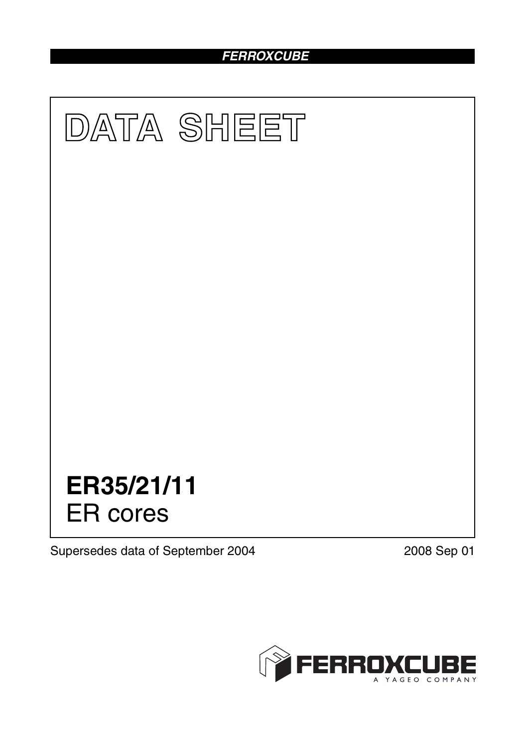FERROXCUBE

# DATA SHEET

# ER35/21/11
ER cores

Supersedes data of September 2004

2008 Sep 01

FERROXCUBE
A YAGEO COMPANY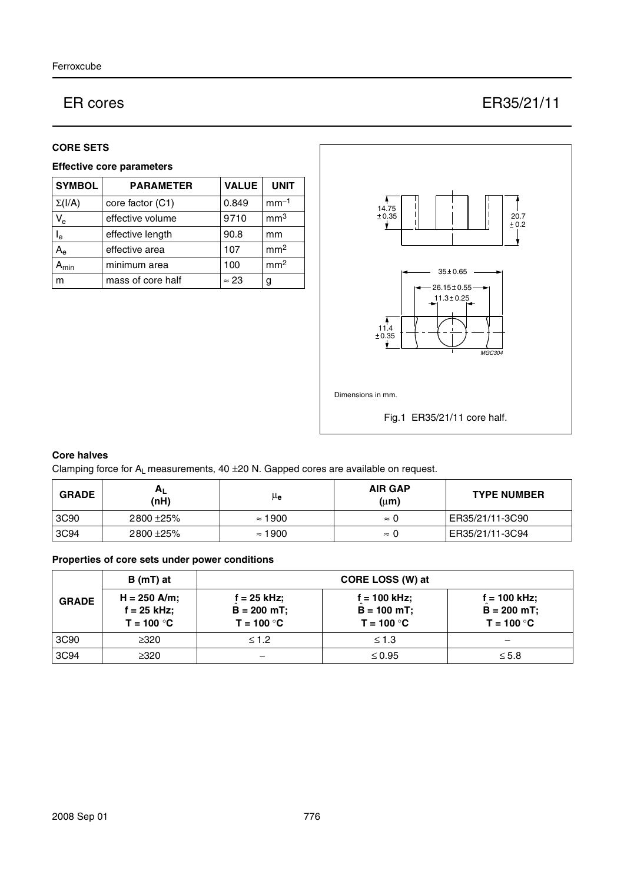# ER cores

# ER35/21/11

## CORE SETS

### Effective core parameters

| SYMBOL | PARAMETER | VALUE | UNIT |
|---|---|---|---|
| $\Sigma(l/A)$ | core factor (C1) | 0.849 | $mm^{-1}$ |
| $V_e$ | effective volume | 9710 | $mm^3$ |
| $l_e$ | effective length | 90.8 | mm |
| $A_e$ | effective area | 107 | $mm^2$ |
| $A_{min}$ | minimum area | 100 | $mm^2$ |
| m | mass of core half | ≈ 23 | g |

Dimensions in mm.

Fig.1 ER35/21/11 core half.

### Core halves

Clamping force for $A_L$ measurements, 40 ±20 N. Gapped cores are available on request.

| GRADE | $A_L$ (nH) | $\mu_e$ | AIR GAP (μm) | TYPE NUMBER |
|---|---|---|---|---|
| 3C90 | 2800 ±25% | ≈ 1900 | ≈ 0 | ER35/21/11-3C90 |
| 3C94 | 2800 ±25% | ≈ 1900 | ≈ 0 | ER35/21/11-3C94 |

### Properties of core sets under power conditions

| GRADE | B (mT) at | CORE LOSS (W) at | | |
|---|---|---|---|---|
| | H = 250 A/m; f = 25 kHz; T = 100 °C | f = 25 kHz; $\hat{B}$ = 200 mT; T = 100 °C | f = 100 kHz; $\hat{B}$ = 100 mT; T = 100 °C | f = 100 kHz; $\hat{B}$ = 200 mT; T = 100 °C |
| 3C90 | ≥320 | ≤ 1.2 | ≤ 1.3 | − |
| 3C94 | ≥320 | − | ≤ 0.95 | ≤ 5.8 |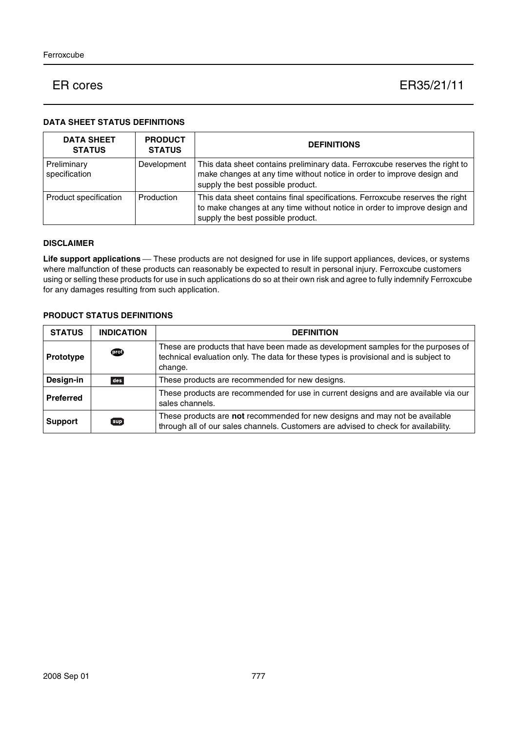## DATA SHEET STATUS DEFINITIONS

| DATA SHEET STATUS | PRODUCT STATUS | DEFINITIONS |
|---|---|---|
| Preliminary specification | Development | This data sheet contains preliminary data. Ferroxcube reserves the right to make changes at any time without notice in order to improve design and supply the best possible product. |
| Product specification | Production | This data sheet contains final specifications. Ferroxcube reserves the right to make changes at any time without notice in order to improve design and supply the best possible product. |

## DISCLAIMER

**Life support applications** — These products are not designed for use in life support appliances, devices, or systems where malfunction of these products can reasonably be expected to result in personal injury. Ferroxcube customers using or selling these products for use in such applications do so at their own risk and agree to fully indemnify Ferroxcube for any damages resulting from such application.

## PRODUCT STATUS DEFINITIONS

| STATUS | INDICATION | DEFINITION |
|---|---|---|
| **Prototype** | prot | These are products that have been made as development samples for the purposes of technical evaluation only. The data for these types is provisional and is subject to change. |
| **Design-in** | des | These products are recommended for new designs. |
| **Preferred** | | These products are recommended for use in current designs and are available via our sales channels. |
| **Support** | sup | These products are **not** recommended for new designs and may not be available through all of our sales channels. Customers are advised to check for availability. |